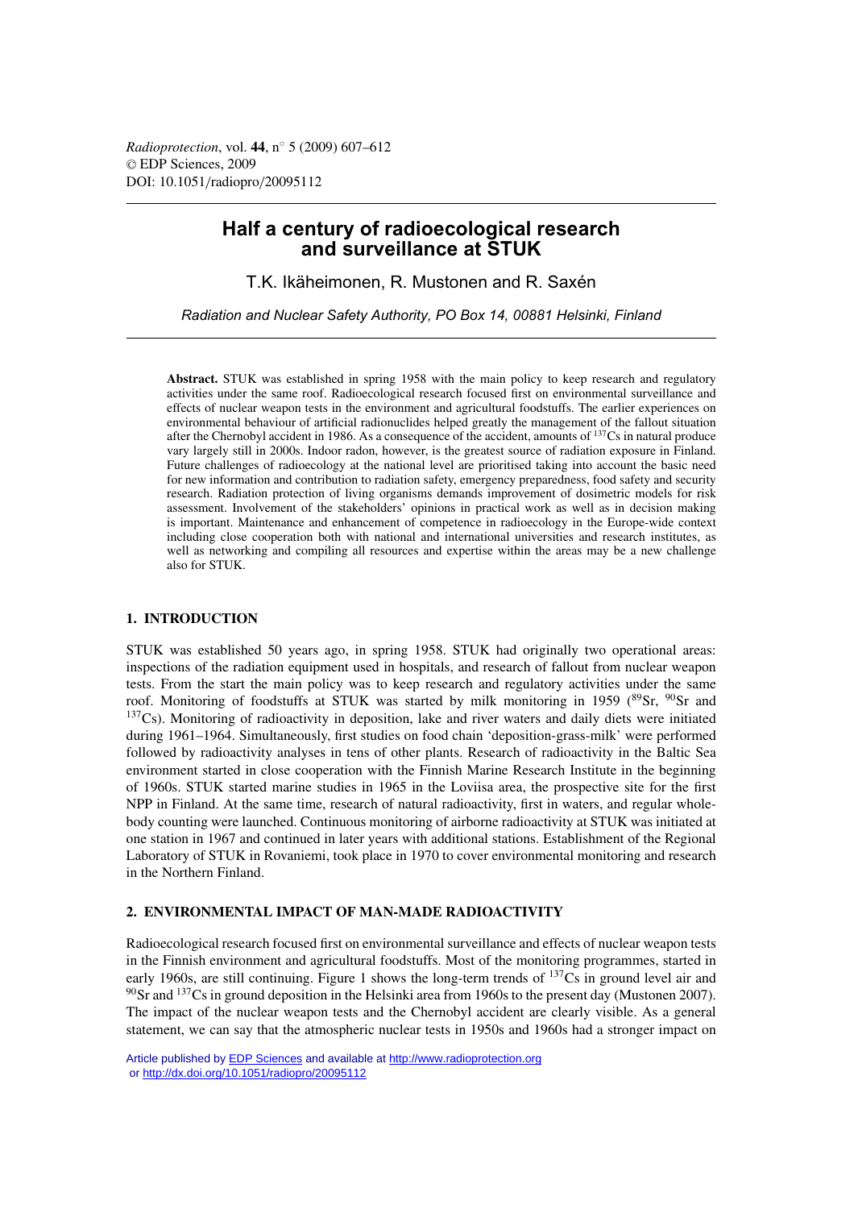# Half a century of radioecological research and surveillance at STUK

T.K. Ikäheimonen, R. Mustonen and R. Saxén

*Radiation and Nuclear Safety Authority, PO Box 14, 00881 Helsinki, Finland*

**Abstract.** STUK was established in spring 1958 with the main policy to keep research and regulatory activities under the same roof. Radioecological research focused first on environmental surveillance and effects of nuclear weapon tests in the environment and agricultural foodstuffs. The earlier experiences on environmental behaviour of artificial radionuclides helped greatly the management of the fallout situation after the Chernobyl accident in 1986. As a consequence of the accident, amounts of $^{137}$Cs in natural produce vary largely still in 2000s. Indoor radon, however, is the greatest source of radiation exposure in Finland. Future challenges of radioecology at the national level are prioritised taking into account the basic need for new information and contribution to radiation safety, emergency preparedness, food safety and security research. Radiation protection of living organisms demands improvement of dosimetric models for risk assessment. Involvement of the stakeholders' opinions in practical work as well as in decision making is important. Maintenance and enhancement of competence in radioecology in the Europe-wide context including close cooperation both with national and international universities and research institutes, as well as networking and compiling all resources and expertise within the areas may be a new challenge also for STUK.

## 1. INTRODUCTION

STUK was established 50 years ago, in spring 1958. STUK had originally two operational areas: inspections of the radiation equipment used in hospitals, and research of fallout from nuclear weapon tests. From the start the main policy was to keep research and regulatory activities under the same roof. Monitoring of foodstuffs at STUK was started by milk monitoring in 1959 ($^{89}$Sr, $^{90}$Sr and $^{137}$Cs). Monitoring of radioactivity in deposition, lake and river waters and daily diets were initiated during 1961–1964. Simultaneously, first studies on food chain 'deposition-grass-milk' were performed followed by radioactivity analyses in tens of other plants. Research of radioactivity in the Baltic Sea environment started in close cooperation with the Finnish Marine Research Institute in the beginning of 1960s. STUK started marine studies in 1965 in the Loviisa area, the prospective site for the first NPP in Finland. At the same time, research of natural radioactivity, first in waters, and regular whole-body counting were launched. Continuous monitoring of airborne radioactivity at STUK was initiated at one station in 1967 and continued in later years with additional stations. Establishment of the Regional Laboratory of STUK in Rovaniemi, took place in 1970 to cover environmental monitoring and research in the Northern Finland.

## 2. ENVIRONMENTAL IMPACT OF MAN-MADE RADIOACTIVITY

Radioecological research focused first on environmental surveillance and effects of nuclear weapon tests in the Finnish environment and agricultural foodstuffs. Most of the monitoring programmes, started in early 1960s, are still continuing. Figure 1 shows the long-term trends of $^{137}$Cs in ground level air and $^{90}$Sr and $^{137}$Cs in ground deposition in the Helsinki area from 1960s to the present day (Mustonen 2007). The impact of the nuclear weapon tests and the Chernobyl accident are clearly visible. As a general statement, we can say that the atmospheric nuclear tests in 1950s and 1960s had a stronger impact on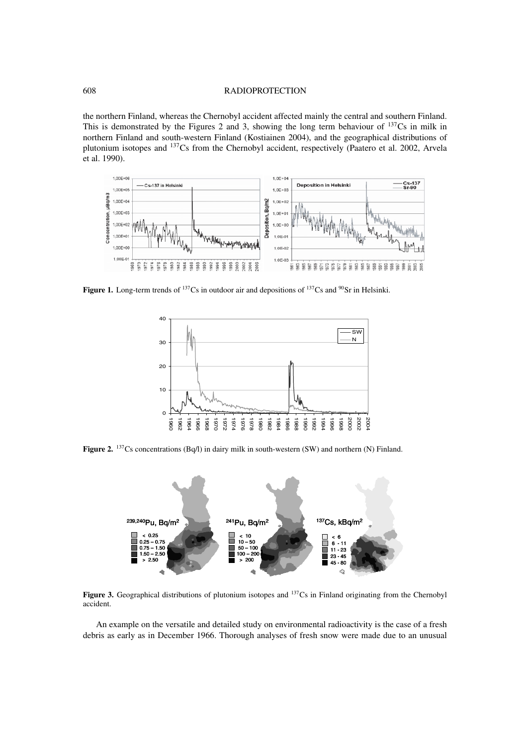the northern Finland, whereas the Chernobyl accident affected mainly the central and southern Finland. This is demonstrated by the Figures 2 and 3, showing the long term behaviour of $^{137}$Cs in milk in northern Finland and south-western Finland (Kostiainen 2004), and the geographical distributions of plutonium isotopes and $^{137}$Cs from the Chernobyl accident, respectively (Paatero et al. 2002, Arvela et al. 1990).

**Figure 1.** Long-term trends of $^{137}$Cs in outdoor air and depositions of $^{137}$Cs and $^{90}$Sr in Helsinki.

**Figure 2.** $^{137}$Cs concentrations (Bq/l) in dairy milk in south-western (SW) and northern (N) Finland.

**Figure 3.** Geographical distributions of plutonium isotopes and $^{137}$Cs in Finland originating from the Chernobyl accident.

An example on the versatile and detailed study on environmental radioactivity is the case of a fresh debris as early as in December 1966. Thorough analyses of fresh snow were made due to an unusual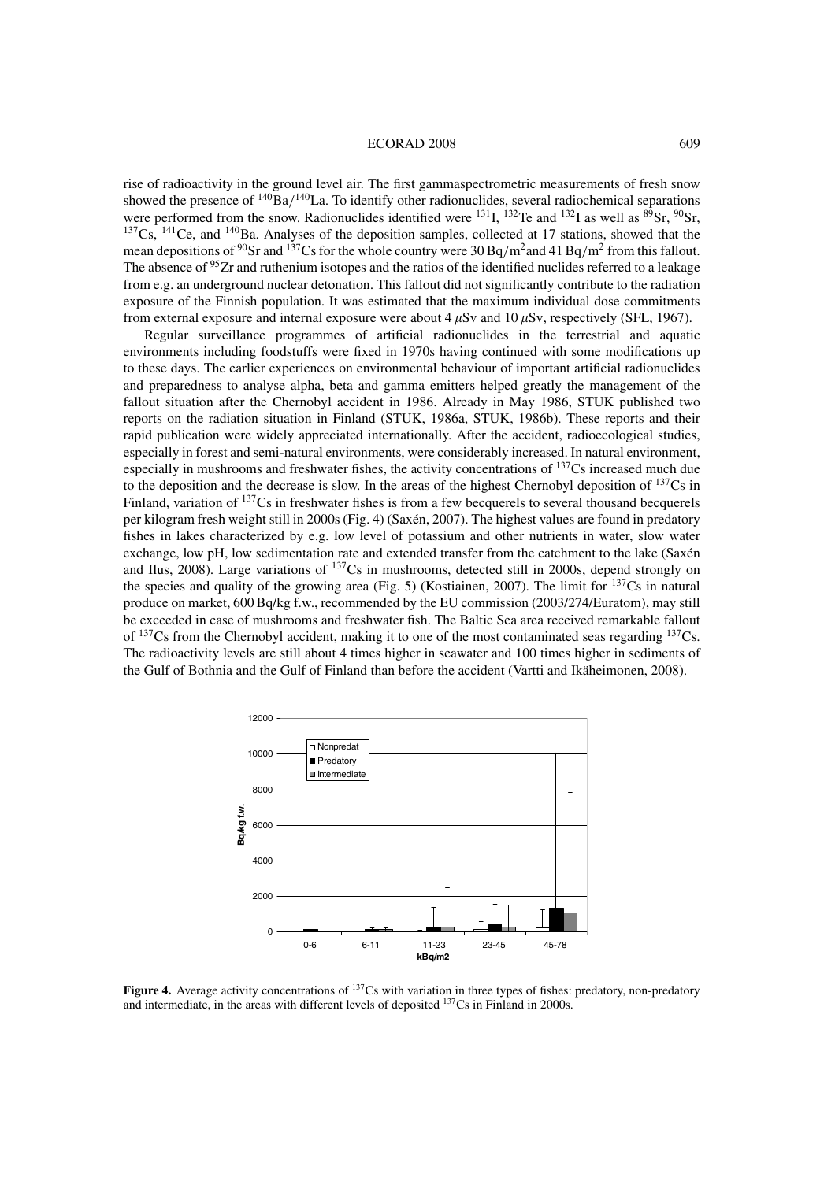rise of radioactivity in the ground level air. The first gammaspectrometric measurements of fresh snow showed the presence of $^{140}Ba/^{140}La$. To identify other radionuclides, several radiochemical separations were performed from the snow. Radionuclides identified were $^{131}I$, $^{132}Te$ and $^{132}I$ as well as $^{89}Sr$, $^{90}Sr$, $^{137}Cs$, $^{141}Ce$, and $^{140}Ba$. Analyses of the deposition samples, collected at 17 stations, showed that the mean depositions of $^{90}Sr$ and $^{137}Cs$ for the whole country were 30 Bq/m$^2$ and 41 Bq/m$^2$ from this fallout. The absence of $^{95}Zr$ and ruthenium isotopes and the ratios of the identified nuclides referred to a leakage from e.g. an underground nuclear detonation. This fallout did not significantly contribute to the radiation exposure of the Finnish population. It was estimated that the maximum individual dose commitments from external exposure and internal exposure were about 4 $\mu$Sv and 10 $\mu$Sv, respectively (SFL, 1967).

Regular surveillance programmes of artificial radionuclides in the terrestrial and aquatic environments including foodstuffs were fixed in 1970s having continued with some modifications up to these days. The earlier experiences on environmental behaviour of important artificial radionuclides and preparedness to analyse alpha, beta and gamma emitters helped greatly the management of the fallout situation after the Chernobyl accident in 1986. Already in May 1986, STUK published two reports on the radiation situation in Finland (STUK, 1986a, STUK, 1986b). These reports and their rapid publication were widely appreciated internationally. After the accident, radioecological studies, especially in forest and semi-natural environments, were considerably increased. In natural environment, especially in mushrooms and freshwater fishes, the activity concentrations of $^{137}Cs$ increased much due to the deposition and the decrease is slow. In the areas of the highest Chernobyl deposition of $^{137}Cs$ in Finland, variation of $^{137}Cs$ in freshwater fishes is from a few becquerels to several thousand becquerels per kilogram fresh weight still in 2000s (Fig. 4) (Saxén, 2007). The highest values are found in predatory fishes in lakes characterized by e.g. low level of potassium and other nutrients in water, slow water exchange, low pH, low sedimentation rate and extended transfer from the catchment to the lake (Saxén and Ilus, 2008). Large variations of $^{137}Cs$ in mushrooms, detected still in 2000s, depend strongly on the species and quality of the growing area (Fig. 5) (Kostiainen, 2007). The limit for $^{137}Cs$ in natural produce on market, 600 Bq/kg f.w., recommended by the EU commission (2003/274/Euratom), may still be exceeded in case of mushrooms and freshwater fish. The Baltic Sea area received remarkable fallout of $^{137}Cs$ from the Chernobyl accident, making it to one of the most contaminated seas regarding $^{137}Cs$. The radioactivity levels are still about 4 times higher in seawater and 100 times higher in sediments of the Gulf of Bothnia and the Gulf of Finland than before the accident (Vartti and Ikäheimonen, 2008).

**Figure 4.** Average activity concentrations of $^{137}Cs$ with variation in three types of fishes: predatory, non-predatory and intermediate, in the areas with different levels of deposited $^{137}Cs$ in Finland in 2000s.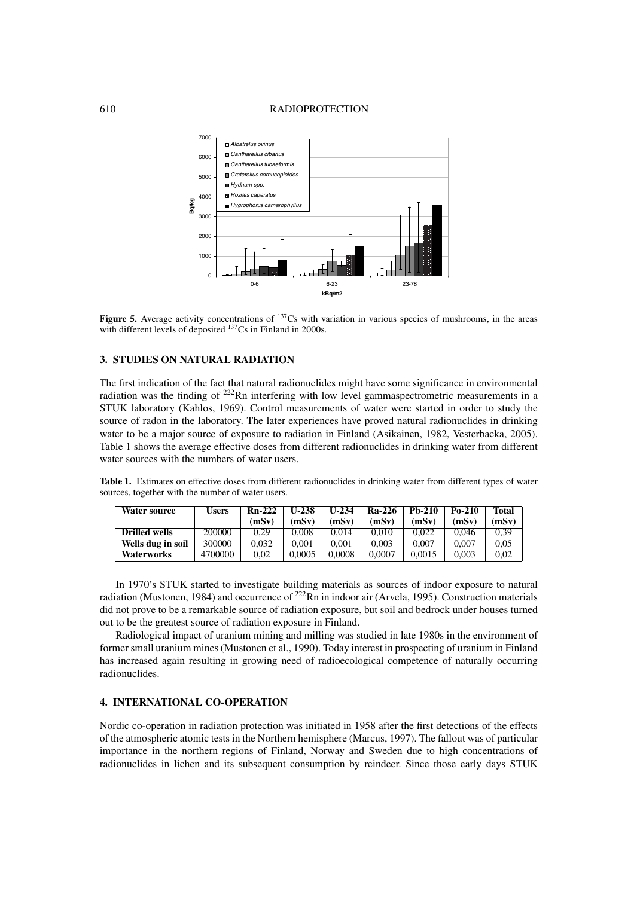**Figure 5.** Average activity concentrations of $^{137}$Cs with variation in various species of mushrooms, in the areas with different levels of deposited $^{137}$Cs in Finland in 2000s.

## 3. STUDIES ON NATURAL RADIATION

The first indication of the fact that natural radionuclides might have some significance in environmental radiation was the finding of $^{222}$Rn interfering with low level gammaspectrometric measurements in a STUK laboratory (Kahlos, 1969). Control measurements of water were started in order to study the source of radon in the laboratory. The later experiences have proved natural radionuclides in drinking water to be a major source of exposure to radiation in Finland (Asikainen, 1982, Vesterbacka, 2005). Table 1 shows the average effective doses from different radionuclides in drinking water from different water sources with the numbers of water users.

**Table 1.** Estimates on effective doses from different radionuclides in drinking water from different types of water sources, together with the number of water users.

| Water source | Users | Rn-222 (mSv) | U-238 (mSv) | U-234 (mSv) | Ra-226 (mSv) | Pb-210 (mSv) | Po-210 (mSv) | Total (mSv) |
|---|---|---|---|---|---|---|---|---|
| **Drilled wells** | 200000 | 0,29 | 0,008 | 0,014 | 0,010 | 0,022 | 0,046 | 0,39 |
| **Wells dug in soil** | 300000 | 0,032 | 0,001 | 0,001 | 0,003 | 0,007 | 0,007 | 0,05 |
| **Waterworks** | 4700000 | 0,02 | 0,0005 | 0,0008 | 0,0007 | 0,0015 | 0,003 | 0,02 |

In 1970's STUK started to investigate building materials as sources of indoor exposure to natural radiation (Mustonen, 1984) and occurrence of $^{222}$Rn in indoor air (Arvela, 1995). Construction materials did not prove to be a remarkable source of radiation exposure, but soil and bedrock under houses turned out to be the greatest source of radiation exposure in Finland.

Radiological impact of uranium mining and milling was studied in late 1980s in the environment of former small uranium mines (Mustonen et al., 1990). Today interest in prospecting of uranium in Finland has increased again resulting in growing need of radioecological competence of naturally occurring radionuclides.

## 4. INTERNATIONAL CO-OPERATION

Nordic co-operation in radiation protection was initiated in 1958 after the first detections of the effects of the atmospheric atomic tests in the Northern hemisphere (Marcus, 1997). The fallout was of particular importance in the northern regions of Finland, Norway and Sweden due to high concentrations of radionuclides in lichen and its subsequent consumption by reindeer. Since those early days STUK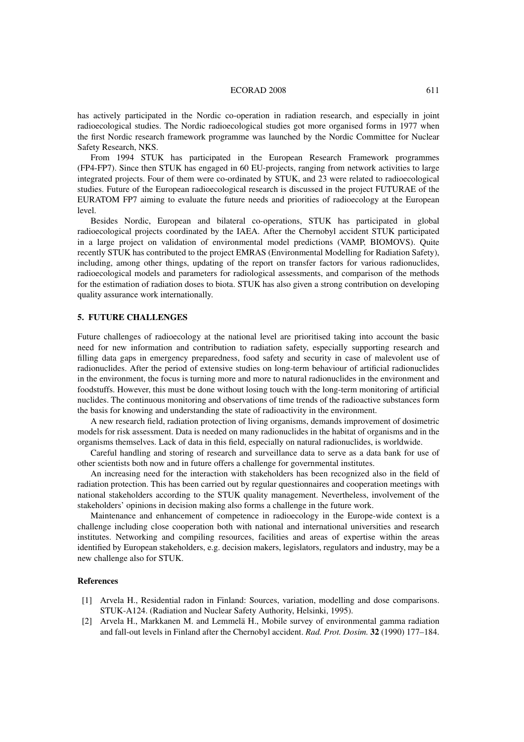has actively participated in the Nordic co-operation in radiation research, and especially in joint radioecological studies. The Nordic radioecological studies got more organised forms in 1977 when the first Nordic research framework programme was launched by the Nordic Committee for Nuclear Safety Research, NKS.

From 1994 STUK has participated in the European Research Framework programmes (FP4-FP7). Since then STUK has engaged in 60 EU-projects, ranging from network activities to large integrated projects. Four of them were co-ordinated by STUK, and 23 were related to radioecological studies. Future of the European radioecological research is discussed in the project FUTURAE of the EURATOM FP7 aiming to evaluate the future needs and priorities of radioecology at the European level.

Besides Nordic, European and bilateral co-operations, STUK has participated in global radioecological projects coordinated by the IAEA. After the Chernobyl accident STUK participated in a large project on validation of environmental model predictions (VAMP, BIOMOVS). Quite recently STUK has contributed to the project EMRAS (Environmental Modelling for Radiation Safety), including, among other things, updating of the report on transfer factors for various radionuclides, radioecological models and parameters for radiological assessments, and comparison of the methods for the estimation of radiation doses to biota. STUK has also given a strong contribution on developing quality assurance work internationally.

## 5. FUTURE CHALLENGES

Future challenges of radioecology at the national level are prioritised taking into account the basic need for new information and contribution to radiation safety, especially supporting research and filling data gaps in emergency preparedness, food safety and security in case of malevolent use of radionuclides. After the period of extensive studies on long-term behaviour of artificial radionuclides in the environment, the focus is turning more and more to natural radionuclides in the environment and foodstuffs. However, this must be done without losing touch with the long-term monitoring of artificial nuclides. The continuous monitoring and observations of time trends of the radioactive substances form the basis for knowing and understanding the state of radioactivity in the environment.

A new research field, radiation protection of living organisms, demands improvement of dosimetric models for risk assessment. Data is needed on many radionuclides in the habitat of organisms and in the organisms themselves. Lack of data in this field, especially on natural radionuclides, is worldwide.

Careful handling and storing of research and surveillance data to serve as a data bank for use of other scientists both now and in future offers a challenge for governmental institutes.

An increasing need for the interaction with stakeholders has been recognized also in the field of radiation protection. This has been carried out by regular questionnaires and cooperation meetings with national stakeholders according to the STUK quality management. Nevertheless, involvement of the stakeholders' opinions in decision making also forms a challenge in the future work.

Maintenance and enhancement of competence in radioecology in the Europe-wide context is a challenge including close cooperation both with national and international universities and research institutes. Networking and compiling resources, facilities and areas of expertise within the areas identified by European stakeholders, e.g. decision makers, legislators, regulators and industry, may be a new challenge also for STUK.

### References

[1] Arvela H., Residential radon in Finland: Sources, variation, modelling and dose comparisons. STUK-A124. (Radiation and Nuclear Safety Authority, Helsinki, 1995).

[2] Arvela H., Markkanen M. and Lemmelä H., Mobile survey of environmental gamma radiation and fall-out levels in Finland after the Chernobyl accident. *Rad. Prot. Dosim.* **32** (1990) 177–184.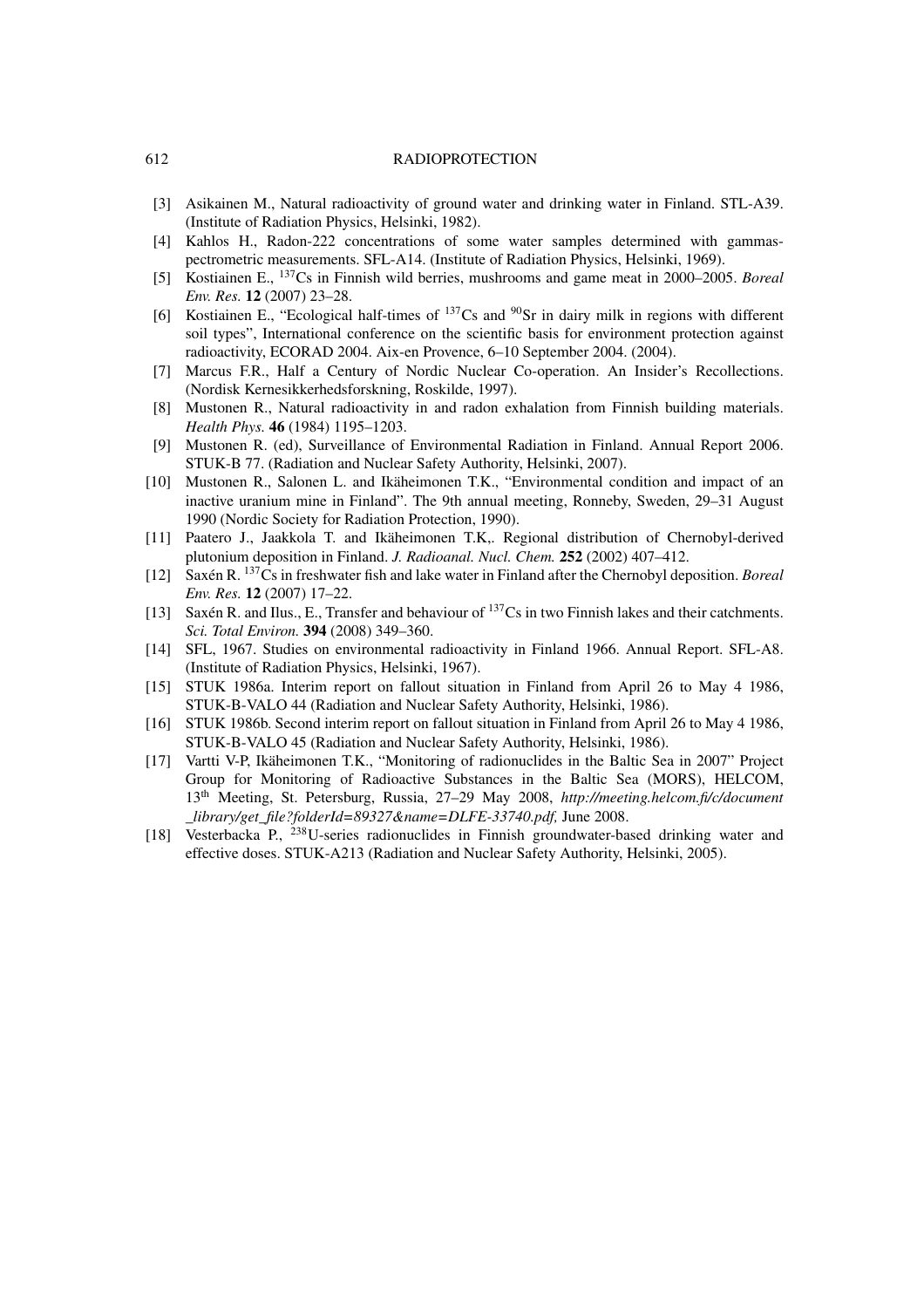[3] Asikainen M., Natural radioactivity of ground water and drinking water in Finland. STL-A39. (Institute of Radiation Physics, Helsinki, 1982).

[4] Kahlos H., Radon-222 concentrations of some water samples determined with gammaspectrometric measurements. SFL-A14. (Institute of Radiation Physics, Helsinki, 1969).

[5] Kostiainen E., $^{137}$Cs in Finnish wild berries, mushrooms and game meat in 2000–2005. *Boreal Env. Res.* **12** (2007) 23–28.

[6] Kostiainen E., "Ecological half-times of $^{137}$Cs and $^{90}$Sr in dairy milk in regions with different soil types", International conference on the scientific basis for environment protection against radioactivity, ECORAD 2004. Aix-en Provence, 6–10 September 2004. (2004).

[7] Marcus F.R., Half a Century of Nordic Nuclear Co-operation. An Insider's Recollections. (Nordisk Kernesikkerhedsforskning, Roskilde, 1997).

[8] Mustonen R., Natural radioactivity in and radon exhalation from Finnish building materials. *Health Phys.* **46** (1984) 1195–1203.

[9] Mustonen R. (ed), Surveillance of Environmental Radiation in Finland. Annual Report 2006. STUK-B 77. (Radiation and Nuclear Safety Authority, Helsinki, 2007).

[10] Mustonen R., Salonen L. and Ikäheimonen T.K., "Environmental condition and impact of an inactive uranium mine in Finland". The 9th annual meeting, Ronneby, Sweden, 29–31 August 1990 (Nordic Society for Radiation Protection, 1990).

[11] Paatero J., Jaakkola T. and Ikäheimonen T.K,. Regional distribution of Chernobyl-derived plutonium deposition in Finland. *J. Radioanal. Nucl. Chem.* **252** (2002) 407–412.

[12] Saxén R. $^{137}$Cs in freshwater fish and lake water in Finland after the Chernobyl deposition. *Boreal Env. Res.* **12** (2007) 17–22.

[13] Saxén R. and Ilus., E., Transfer and behaviour of $^{137}$Cs in two Finnish lakes and their catchments. *Sci. Total Environ.* **394** (2008) 349–360.

[14] SFL, 1967. Studies on environmental radioactivity in Finland 1966. Annual Report. SFL-A8. (Institute of Radiation Physics, Helsinki, 1967).

[15] STUK 1986a. Interim report on fallout situation in Finland from April 26 to May 4 1986, STUK-B-VALO 44 (Radiation and Nuclear Safety Authority, Helsinki, 1986).

[16] STUK 1986b. Second interim report on fallout situation in Finland from April 26 to May 4 1986, STUK-B-VALO 45 (Radiation and Nuclear Safety Authority, Helsinki, 1986).

[17] Vartti V-P, Ikäheimonen T.K., "Monitoring of radionuclides in the Baltic Sea in 2007" Project Group for Monitoring of Radioactive Substances in the Baltic Sea (MORS), HELCOM, 13th Meeting, St. Petersburg, Russia, 27–29 May 2008, *http://meeting.helcom.fi/c/document_library/get_file?folderId=89327&name=DLFE-33740.pdf,* June 2008.

[18] Vesterbacka P., $^{238}$U-series radionuclides in Finnish groundwater-based drinking water and effective doses. STUK-A213 (Radiation and Nuclear Safety Authority, Helsinki, 2005).